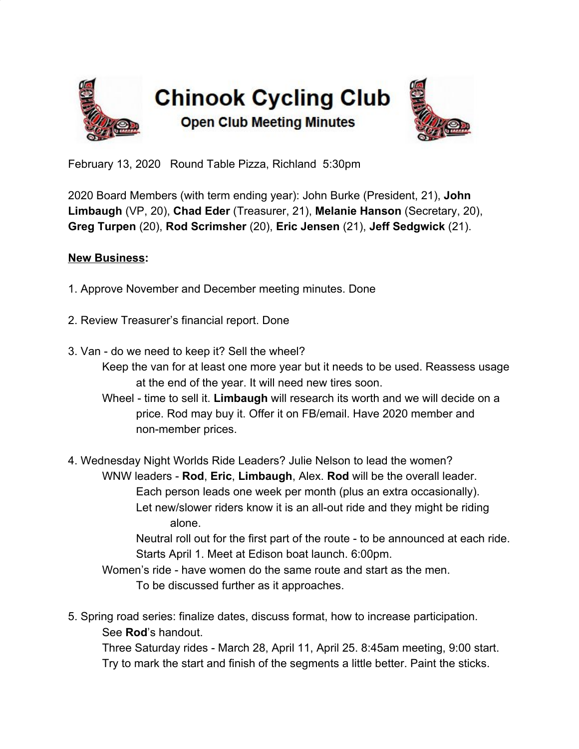# Chinook Cycling Club

## Open Club Meeting Minutes

February 13, 2020   Round Table Pizza, Richland  5:30pm

2020 Board Members (with term ending year): John Burke (President, 21), **John Limbaugh** (VP, 20), **Chad Eder** (Treasurer, 21), **Melanie Hanson** (Secretary, 20), **Greg Turpen** (20), **Rod Scrimsher** (20), **Eric Jensen** (21), **Jeff Sedgwick** (21).

**New Business:**

1. Approve November and December meeting minutes. Done

2. Review Treasurer's financial report. Done

3. Van - do we need to keep it? Sell the wheel?
   - Keep the van for at least one more year but it needs to be used. Reassess usage at the end of the year. It will need new tires soon.
   - Wheel - time to sell it. **Limbaugh** will research its worth and we will decide on a price. Rod may buy it. Offer it on FB/email. Have 2020 member and non-member prices.

4. Wednesday Night Worlds Ride Leaders? Julie Nelson to lead the women?
   - WNW leaders - **Rod**, **Eric**, **Limbaugh**, Alex. **Rod** will be the overall leader.
     - Each person leads one week per month (plus an extra occasionally).
     - Let new/slower riders know it is an all-out ride and they might be riding alone.
     - Neutral roll out for the first part of the route - to be announced at each ride.
     - Starts April 1. Meet at Edison boat launch. 6:00pm.
   - Women's ride - have women do the same route and start as the men.
     - To be discussed further as it approaches.

5. Spring road series: finalize dates, discuss format, how to increase participation.
   - See **Rod**'s handout.
   - Three Saturday rides - March 28, April 11, April 25. 8:45am meeting, 9:00 start.
   - Try to mark the start and finish of the segments a little better. Paint the sticks.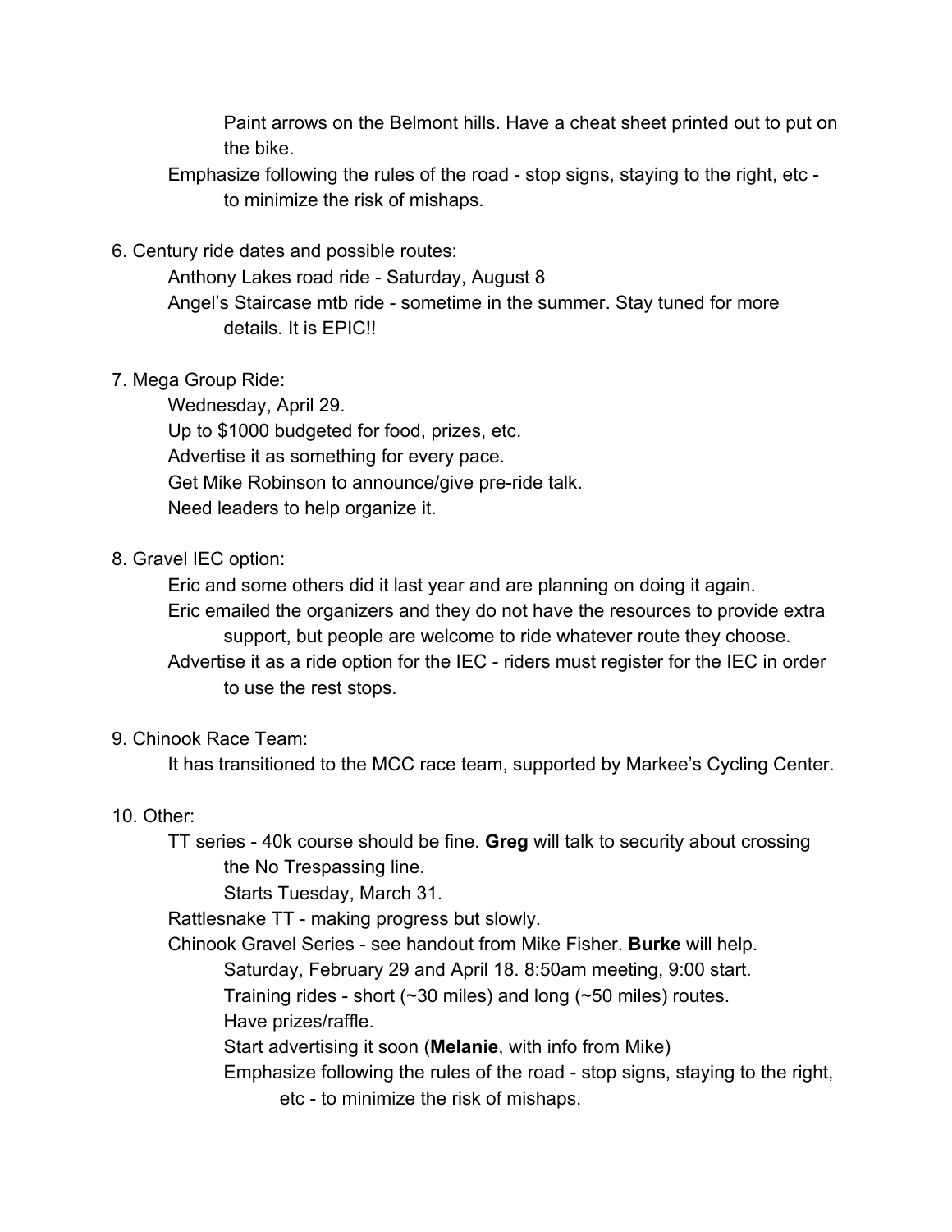Paint arrows on the Belmont hills. Have a cheat sheet printed out to put on the bike.

    Emphasize following the rules of the road - stop signs, staying to the right, etc - to minimize the risk of mishaps.

6. Century ride dates and possible routes:
    - Anthony Lakes road ride - Saturday, August 8
    - Angel's Staircase mtb ride - sometime in the summer. Stay tuned for more details. It is EPIC!!

7. Mega Group Ride:
    - Wednesday, April 29.
    - Up to $1000 budgeted for food, prizes, etc.
    - Advertise it as something for every pace.
    - Get Mike Robinson to announce/give pre-ride talk.
    - Need leaders to help organize it.

8. Gravel IEC option:
    - Eric and some others did it last year and are planning on doing it again.
    - Eric emailed the organizers and they do not have the resources to provide extra support, but people are welcome to ride whatever route they choose.
    - Advertise it as a ride option for the IEC - riders must register for the IEC in order to use the rest stops.

9. Chinook Race Team:
    - It has transitioned to the MCC race team, supported by Markee's Cycling Center.

10. Other:
    - TT series - 40k course should be fine. **Greg** will talk to security about crossing the No Trespassing line.
        - Starts Tuesday, March 31.
    - Rattlesnake TT - making progress but slowly.
    - Chinook Gravel Series - see handout from Mike Fisher. **Burke** will help.
        - Saturday, February 29 and April 18. 8:50am meeting, 9:00 start.
        - Training rides - short (~30 miles) and long (~50 miles) routes.
        - Have prizes/raffle.
        - Start advertising it soon (**Melanie**, with info from Mike)
        - Emphasize following the rules of the road - stop signs, staying to the right, etc - to minimize the risk of mishaps.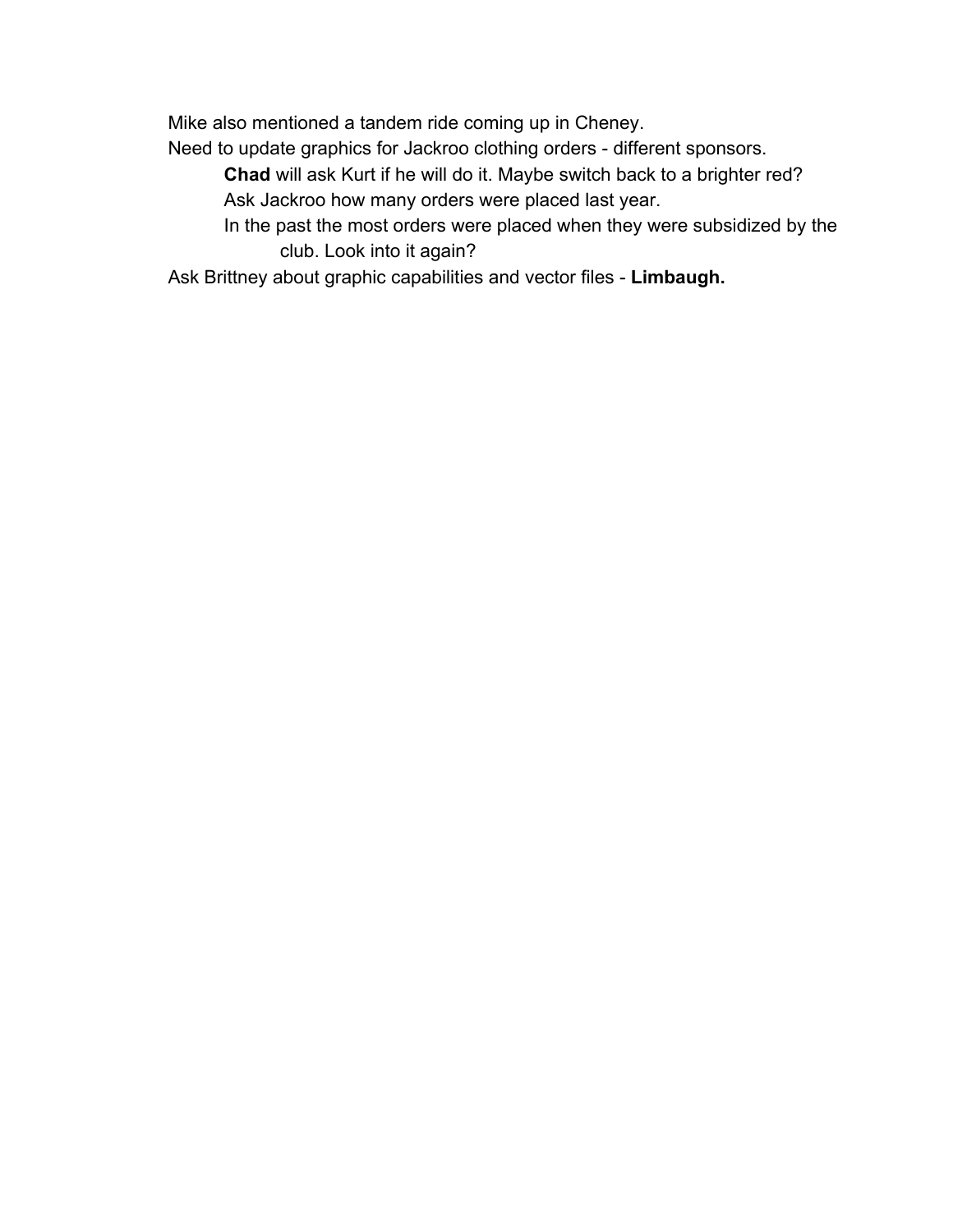Mike also mentioned a tandem ride coming up in Cheney.

Need to update graphics for Jackroo clothing orders - different sponsors.

- **Chad** will ask Kurt if he will do it. Maybe switch back to a brighter red?
- Ask Jackroo how many orders were placed last year.
- In the past the most orders were placed when they were subsidized by the club. Look into it again?

Ask Brittney about graphic capabilities and vector files - **Limbaugh.**